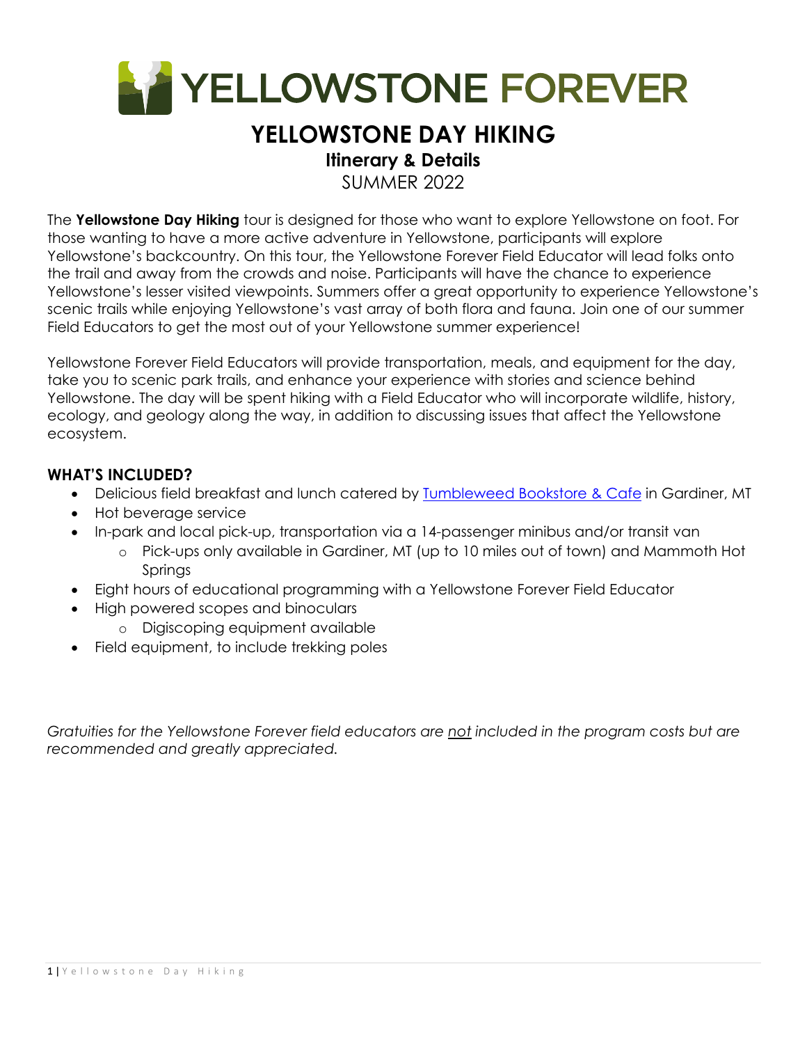# YELLOWSTONE FOREVER

## YELLOWSTONE DAY HIKING

### Itinerary & Details

SUMMER 2022

The **Yellowstone Day Hiking** tour is designed for those who want to explore Yellowstone on foot. For those wanting to have a more active adventure in Yellowstone, participants will explore Yellowstone's backcountry. On this tour, the Yellowstone Forever Field Educator will lead folks onto the trail and away from the crowds and noise. Participants will have the chance to experience Yellowstone's lesser visited viewpoints. Summers offer a great opportunity to experience Yellowstone's scenic trails while enjoying Yellowstone's vast array of both flora and fauna. Join one of our summer Field Educators to get the most out of your Yellowstone summer experience!

Yellowstone Forever Field Educators will provide transportation, meals, and equipment for the day, take you to scenic park trails, and enhance your experience with stories and science behind Yellowstone. The day will be spent hiking with a Field Educator who will incorporate wildlife, history, ecology, and geology along the way, in addition to discussing issues that affect the Yellowstone ecosystem.

### WHAT'S INCLUDED?

- Delicious field breakfast and lunch catered by Tumbleweed Bookstore & Cafe in Gardiner, MT
- Hot beverage service
- In-park and local pick-up, transportation via a 14-passenger minibus and/or transit van
  - Pick-ups only available in Gardiner, MT (up to 10 miles out of town) and Mammoth Hot Springs
- Eight hours of educational programming with a Yellowstone Forever Field Educator
- High powered scopes and binoculars
  - Digiscoping equipment available
- Field equipment, to include trekking poles

*Gratuities for the Yellowstone Forever field educators are not included in the program costs but are recommended and greatly appreciated.*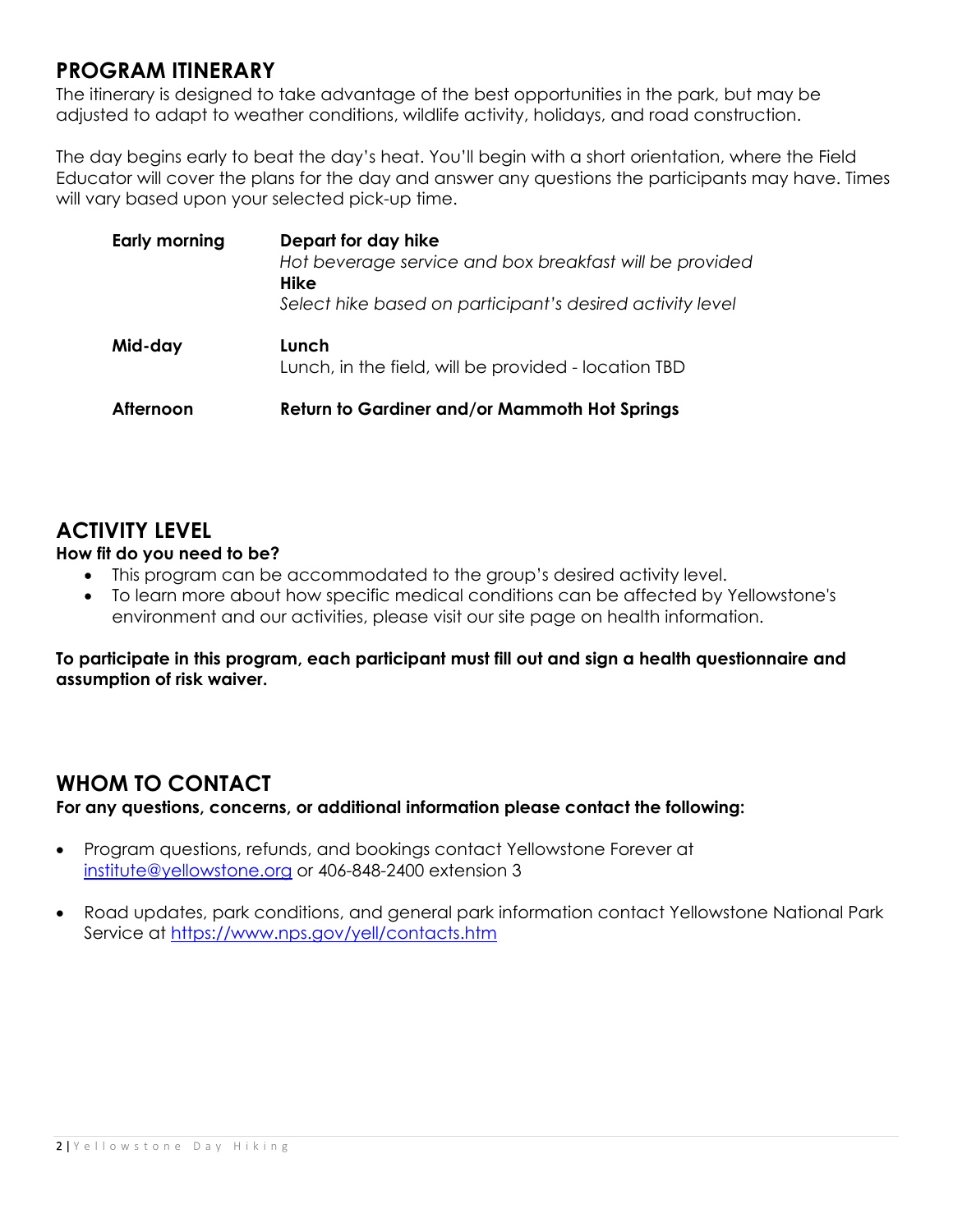## PROGRAM ITINERARY

The itinerary is designed to take advantage of the best opportunities in the park, but may be adjusted to adapt to weather conditions, wildlife activity, holidays, and road construction.

The day begins early to beat the day's heat. You'll begin with a short orientation, where the Field Educator will cover the plans for the day and answer any questions the participants may have. Times will vary based upon your selected pick-up time.

| | |
|---|---|
| **Early morning** | **Depart for day hike**<br>*Hot beverage service and box breakfast will be provided*<br>**Hike**<br>*Select hike based on participant's desired activity level* |
| **Mid-day** | **Lunch**<br>Lunch, in the field, will be provided - location TBD |
| **Afternoon** | **Return to Gardiner and/or Mammoth Hot Springs** |

## ACTIVITY LEVEL

**How fit do you need to be?**

- This program can be accommodated to the group's desired activity level.
- To learn more about how specific medical conditions can be affected by Yellowstone's environment and our activities, please visit our site page on health information.

**To participate in this program, each participant must fill out and sign a health questionnaire and assumption of risk waiver.**

## WHOM TO CONTACT

**For any questions, concerns, or additional information please contact the following:**

- Program questions, refunds, and bookings contact Yellowstone Forever at institute@yellowstone.org or 406-848-2400 extension 3
- Road updates, park conditions, and general park information contact Yellowstone National Park Service at https://www.nps.gov/yell/contacts.htm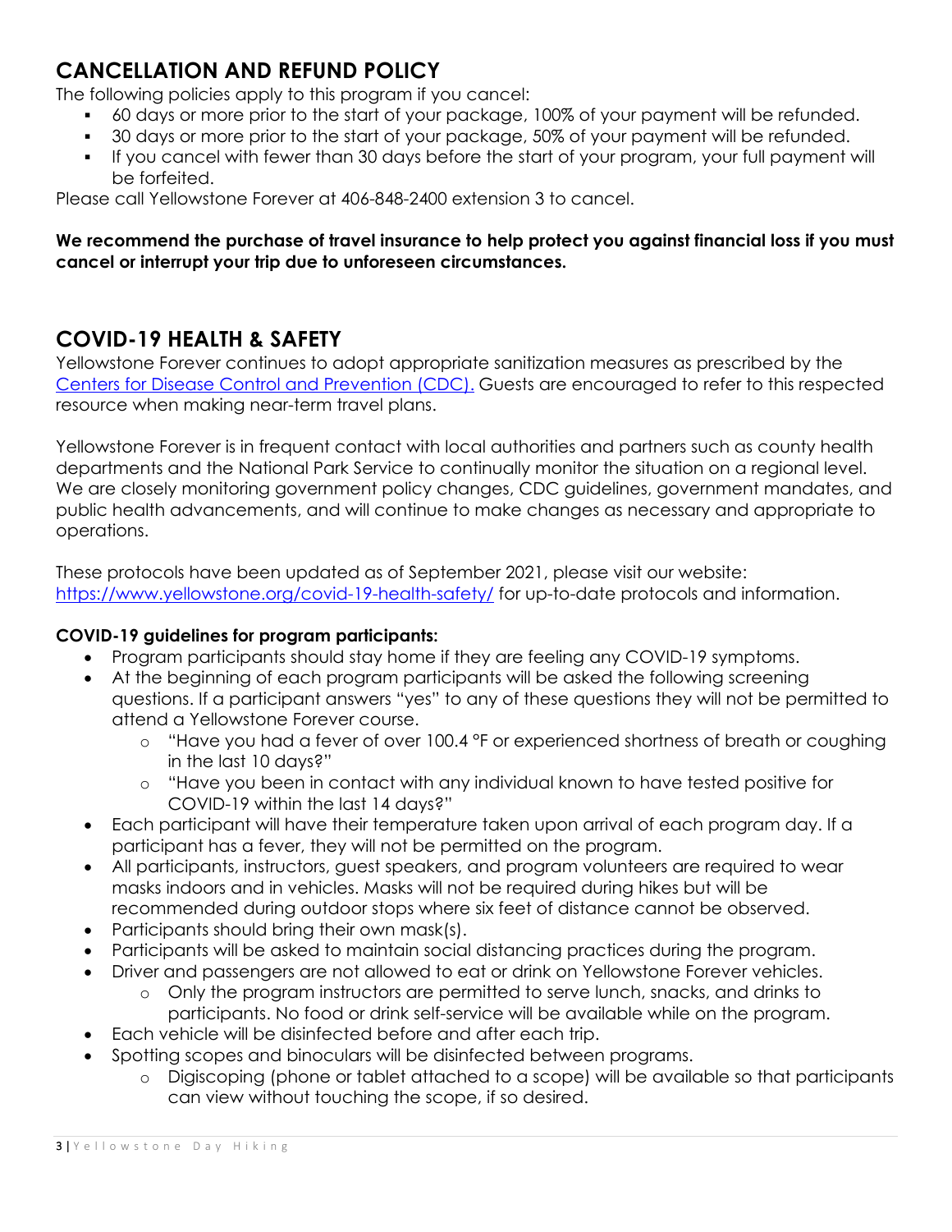## CANCELLATION AND REFUND POLICY

The following policies apply to this program if you cancel:

- 60 days or more prior to the start of your package, 100% of your payment will be refunded.
- 30 days or more prior to the start of your package, 50% of your payment will be refunded.
- If you cancel with fewer than 30 days before the start of your program, your full payment will be forfeited.

Please call Yellowstone Forever at 406-848-2400 extension 3 to cancel.

**We recommend the purchase of travel insurance to help protect you against financial loss if you must cancel or interrupt your trip due to unforeseen circumstances.**

## COVID-19 HEALTH & SAFETY

Yellowstone Forever continues to adopt appropriate sanitization measures as prescribed by the [Centers for Disease Control and Prevention (CDC).](https://www.cdc.gov) Guests are encouraged to refer to this respected resource when making near-term travel plans.

Yellowstone Forever is in frequent contact with local authorities and partners such as county health departments and the National Park Service to continually monitor the situation on a regional level. We are closely monitoring government policy changes, CDC guidelines, government mandates, and public health advancements, and will continue to make changes as necessary and appropriate to operations.

These protocols have been updated as of September 2021, please visit our website: https://www.yellowstone.org/covid-19-health-safety/ for up-to-date protocols and information.

**COVID-19 guidelines for program participants:**

- Program participants should stay home if they are feeling any COVID-19 symptoms.
- At the beginning of each program participants will be asked the following screening questions. If a participant answers "yes" to any of these questions they will not be permitted to attend a Yellowstone Forever course.
  - "Have you had a fever of over 100.4 °F or experienced shortness of breath or coughing in the last 10 days?"
  - "Have you been in contact with any individual known to have tested positive for COVID-19 within the last 14 days?"
- Each participant will have their temperature taken upon arrival of each program day. If a participant has a fever, they will not be permitted on the program.
- All participants, instructors, guest speakers, and program volunteers are required to wear masks indoors and in vehicles. Masks will not be required during hikes but will be recommended during outdoor stops where six feet of distance cannot be observed.
- Participants should bring their own mask(s).
- Participants will be asked to maintain social distancing practices during the program.
- Driver and passengers are not allowed to eat or drink on Yellowstone Forever vehicles.
  - Only the program instructors are permitted to serve lunch, snacks, and drinks to participants. No food or drink self-service will be available while on the program.
- Each vehicle will be disinfected before and after each trip.
- Spotting scopes and binoculars will be disinfected between programs.
  - Digiscoping (phone or tablet attached to a scope) will be available so that participants can view without touching the scope, if so desired.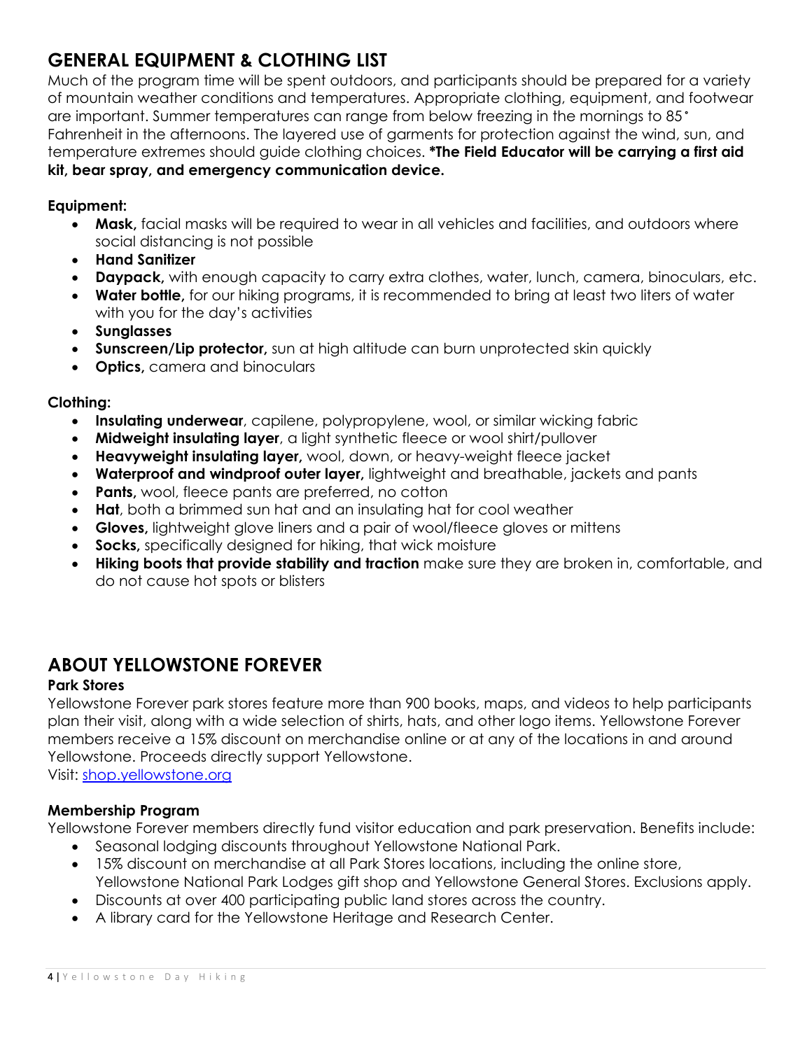## GENERAL EQUIPMENT & CLOTHING LIST

Much of the program time will be spent outdoors, and participants should be prepared for a variety of mountain weather conditions and temperatures. Appropriate clothing, equipment, and footwear are important. Summer temperatures can range from below freezing in the mornings to 85˚ Fahrenheit in the afternoons. The layered use of garments for protection against the wind, sun, and temperature extremes should guide clothing choices. **\*The Field Educator will be carrying a first aid kit, bear spray, and emergency communication device.**

**Equipment:**

- **Mask,** facial masks will be required to wear in all vehicles and facilities, and outdoors where social distancing is not possible
- **Hand Sanitizer**
- **Daypack,** with enough capacity to carry extra clothes, water, lunch, camera, binoculars, etc.
- **Water bottle,** for our hiking programs, it is recommended to bring at least two liters of water with you for the day's activities
- **Sunglasses**
- **Sunscreen/Lip protector,** sun at high altitude can burn unprotected skin quickly
- **Optics,** camera and binoculars

**Clothing:**

- **Insulating underwear**, capilene, polypropylene, wool, or similar wicking fabric
- **Midweight insulating layer**, a light synthetic fleece or wool shirt/pullover
- **Heavyweight insulating layer,** wool, down, or heavy-weight fleece jacket
- **Waterproof and windproof outer layer,** lightweight and breathable, jackets and pants
- **Pants,** wool, fleece pants are preferred, no cotton
- **Hat**, both a brimmed sun hat and an insulating hat for cool weather
- **Gloves,** lightweight glove liners and a pair of wool/fleece gloves or mittens
- **Socks,** specifically designed for hiking, that wick moisture
- **Hiking boots that provide stability and traction** make sure they are broken in, comfortable, and do not cause hot spots or blisters

## ABOUT YELLOWSTONE FOREVER

**Park Stores**

Yellowstone Forever park stores feature more than 900 books, maps, and videos to help participants plan their visit, along with a wide selection of shirts, hats, and other logo items. Yellowstone Forever members receive a 15% discount on merchandise online or at any of the locations in and around Yellowstone. Proceeds directly support Yellowstone.

Visit: shop.yellowstone.org

**Membership Program**

Yellowstone Forever members directly fund visitor education and park preservation. Benefits include:

- Seasonal lodging discounts throughout Yellowstone National Park.
- 15% discount on merchandise at all Park Stores locations, including the online store, Yellowstone National Park Lodges gift shop and Yellowstone General Stores. Exclusions apply.
- Discounts at over 400 participating public land stores across the country.
- A library card for the Yellowstone Heritage and Research Center.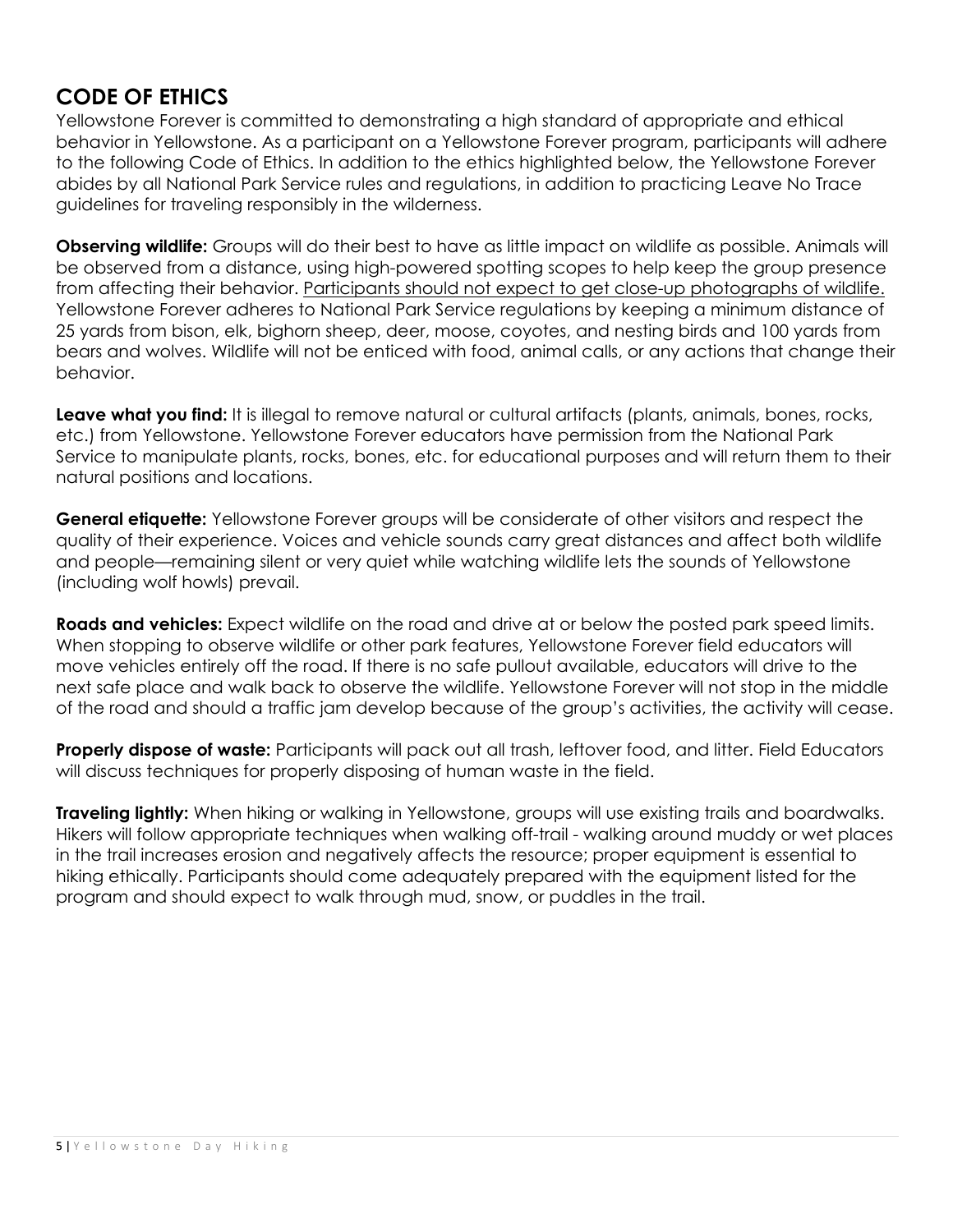## CODE OF ETHICS

Yellowstone Forever is committed to demonstrating a high standard of appropriate and ethical behavior in Yellowstone. As a participant on a Yellowstone Forever program, participants will adhere to the following Code of Ethics. In addition to the ethics highlighted below, the Yellowstone Forever abides by all National Park Service rules and regulations, in addition to practicing Leave No Trace guidelines for traveling responsibly in the wilderness.

**Observing wildlife:** Groups will do their best to have as little impact on wildlife as possible. Animals will be observed from a distance, using high-powered spotting scopes to help keep the group presence from affecting their behavior. <u>Participants should not expect to get close-up photographs of wildlife.</u> Yellowstone Forever adheres to National Park Service regulations by keeping a minimum distance of 25 yards from bison, elk, bighorn sheep, deer, moose, coyotes, and nesting birds and 100 yards from bears and wolves. Wildlife will not be enticed with food, animal calls, or any actions that change their behavior.

**Leave what you find:** It is illegal to remove natural or cultural artifacts (plants, animals, bones, rocks, etc.) from Yellowstone. Yellowstone Forever educators have permission from the National Park Service to manipulate plants, rocks, bones, etc. for educational purposes and will return them to their natural positions and locations.

**General etiquette:** Yellowstone Forever groups will be considerate of other visitors and respect the quality of their experience. Voices and vehicle sounds carry great distances and affect both wildlife and people—remaining silent or very quiet while watching wildlife lets the sounds of Yellowstone (including wolf howls) prevail.

**Roads and vehicles:** Expect wildlife on the road and drive at or below the posted park speed limits. When stopping to observe wildlife or other park features, Yellowstone Forever field educators will move vehicles entirely off the road. If there is no safe pullout available, educators will drive to the next safe place and walk back to observe the wildlife. Yellowstone Forever will not stop in the middle of the road and should a traffic jam develop because of the group's activities, the activity will cease.

**Properly dispose of waste:** Participants will pack out all trash, leftover food, and litter. Field Educators will discuss techniques for properly disposing of human waste in the field.

**Traveling lightly:** When hiking or walking in Yellowstone, groups will use existing trails and boardwalks. Hikers will follow appropriate techniques when walking off-trail - walking around muddy or wet places in the trail increases erosion and negatively affects the resource; proper equipment is essential to hiking ethically. Participants should come adequately prepared with the equipment listed for the program and should expect to walk through mud, snow, or puddles in the trail.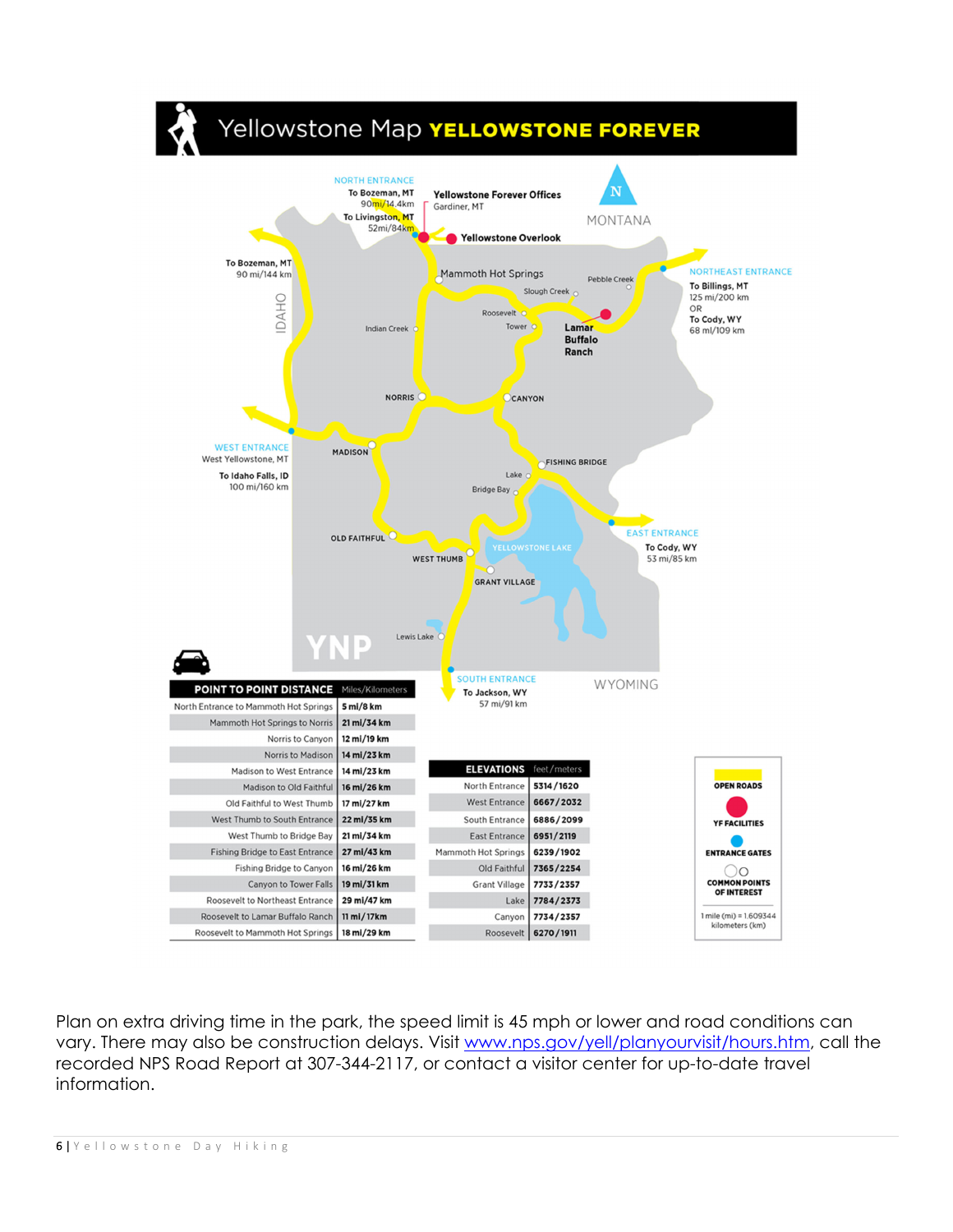# Yellowstone Map YELLOWSTONE FOREVER

NORTH ENTRANCE
To Bozeman, MT
90mi/14.4km
To Livingston, MT
52mi/84km

Yellowstone Forever Offices
Gardiner, MT

Yellowstone Overlook

MONTANA

To Bozeman, MT
90 mi/144 km

IDAHO

Mammoth Hot Springs

Pebble Creek

Slough Creek

NORTHEAST ENTRANCE
To Billings, MT
125 mi/200 km
OR
To Cody, WY
68 mi/109 km

Roosevelt

Tower

Lamar Buffalo Ranch

Indian Creek

NORRIS

CANYON

WEST ENTRANCE
West Yellowstone, MT

To Idaho Falls, ID
100 mi/160 km

MADISON

FISHING BRIDGE

Lake

Bridge Bay

EAST ENTRANCE
To Cody, WY
53 mi/85 km

OLD FAITHFUL

WEST THUMB

YELLOWSTONE LAKE

GRANT VILLAGE

Lewis Lake

YNP

SOUTH ENTRANCE
To Jackson, WY
57 mi/91 km

WYOMING

| POINT TO POINT DISTANCE | Miles/Kilometers |
|---|---|
| North Entrance to Mammoth Hot Springs | 5 mi/8 km |
| Mammoth Hot Springs to Norris | 21 mi/34 km |
| Norris to Canyon | 12 mi/19 km |
| Norris to Madison | 14 mi/23 km |
| Madison to West Entrance | 14 mi/23 km |
| Madison to Old Faithful | 16 mi/26 km |
| Old Faithful to West Thumb | 17 mi/27 km |
| West Thumb to South Entrance | 22 mi/35 km |
| West Thumb to Bridge Bay | 21 mi/34 km |
| Fishing Bridge to East Entrance | 27 mi/43 km |
| Fishing Bridge to Canyon | 16 mi/26 km |
| Canyon to Tower Falls | 19 mi/31 km |
| Roosevelt to Northeast Entrance | 29 mi/47 km |
| Roosevelt to Lamar Buffalo Ranch | 11 mi/17km |
| Roosevelt to Mammoth Hot Springs | 18 mi/29 km |

| ELEVATIONS | feet/meters |
|---|---|
| North Entrance | 5314/1620 |
| West Entrance | 6667/2032 |
| South Entrance | 6886/2099 |
| East Entrance | 6951/2119 |
| Mammoth Hot Springs | 6239/1902 |
| Old Faithful | 7365/2254 |
| Grant Village | 7733/2357 |
| Lake | 7784/2373 |
| Canyon | 7734/2357 |
| Roosevelt | 6270/1911 |

OPEN ROADS
YF FACILITIES
ENTRANCE GATES
COMMON POINTS OF INTEREST
1 mile (mi) = 1.609344 kilometers (km)

Plan on extra driving time in the park, the speed limit is 45 mph or lower and road conditions can vary. There may also be construction delays. Visit www.nps.gov/yell/planyourvisit/hours.htm, call the recorded NPS Road Report at 307-344-2117, or contact a visitor center for up-to-date travel information.